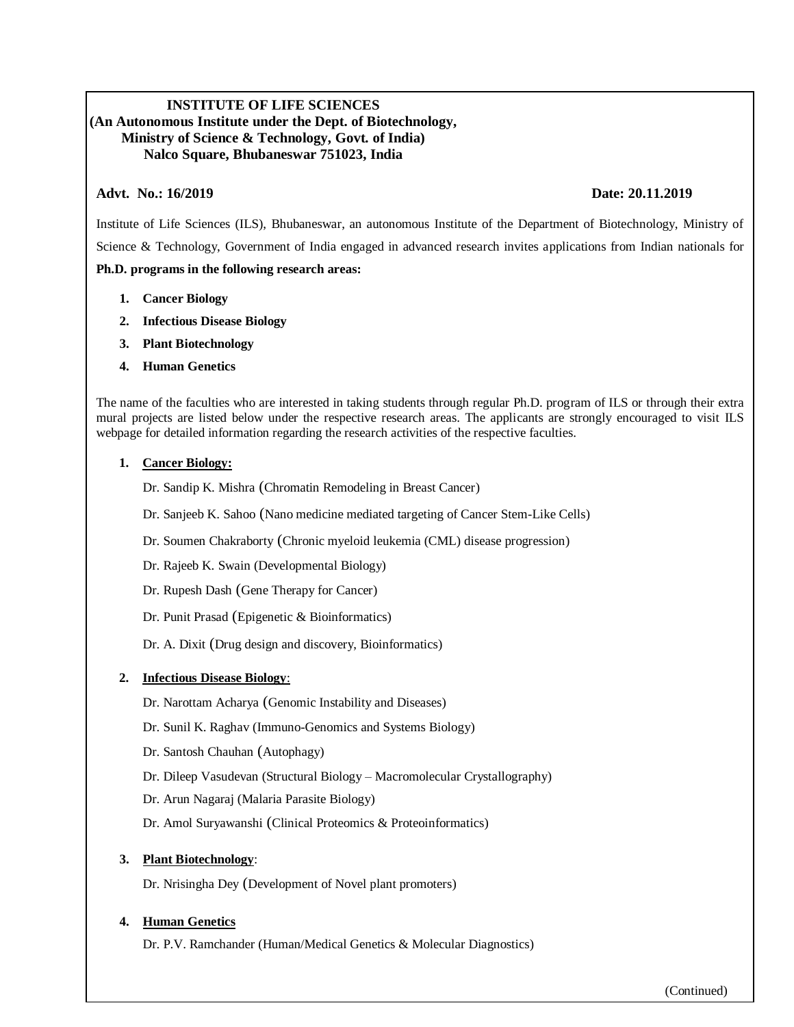**INSTITUTE OF LIFE SCIENCES**
**(An Autonomous Institute under the Dept. of Biotechnology, Ministry of Science & Technology, Govt. of India)**
**Nalco Square, Bhubaneswar 751023, India**

**Advt. No.: 16/2019** **Date: 20.11.2019**

Institute of Life Sciences (ILS), Bhubaneswar, an autonomous Institute of the Department of Biotechnology, Ministry of Science & Technology, Government of India engaged in advanced research invites applications from Indian nationals for **Ph.D. programs in the following research areas:**

1. **Cancer Biology**
2. **Infectious Disease Biology**
3. **Plant Biotechnology**
4. **Human Genetics**

The name of the faculties who are interested in taking students through regular Ph.D. program of ILS or through their extra mural projects are listed below under the respective research areas. The applicants are strongly encouraged to visit ILS webpage for detailed information regarding the research activities of the respective faculties.

1. **Cancer Biology:**

   Dr. Sandip K. Mishra (Chromatin Remodeling in Breast Cancer)

   Dr. Sanjeeb K. Sahoo (Nano medicine mediated targeting of Cancer Stem-Like Cells)

   Dr. Soumen Chakraborty (Chronic myeloid leukemia (CML) disease progression)

   Dr. Rajeeb K. Swain (Developmental Biology)

   Dr. Rupesh Dash (Gene Therapy for Cancer)

   Dr. Punit Prasad (Epigenetic & Bioinformatics)

   Dr. A. Dixit (Drug design and discovery, Bioinformatics)

2. **Infectious Disease Biology**:

   Dr. Narottam Acharya (Genomic Instability and Diseases)

   Dr. Sunil K. Raghav (Immuno-Genomics and Systems Biology)

   Dr. Santosh Chauhan (Autophagy)

   Dr. Dileep Vasudevan (Structural Biology – Macromolecular Crystallography)

   Dr. Arun Nagaraj (Malaria Parasite Biology)

   Dr. Amol Suryawanshi (Clinical Proteomics & Proteoinformatics)

3. **Plant Biotechnology**:

   Dr. Nrisingha Dey (Development of Novel plant promoters)

4. **Human Genetics**

   Dr. P.V. Ramchander (Human/Medical Genetics & Molecular Diagnostics)

(Continued)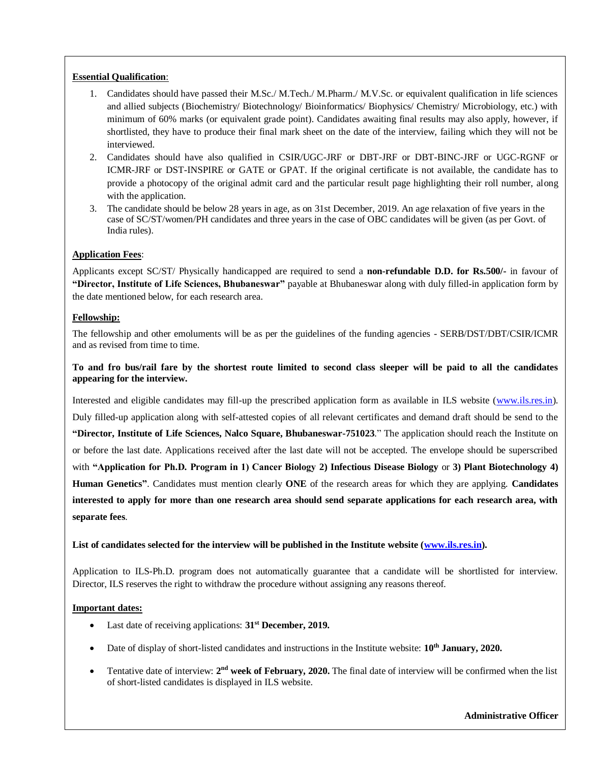**Essential Qualification**:

1. Candidates should have passed their M.Sc./ M.Tech./ M.Pharm./ M.V.Sc. or equivalent qualification in life sciences and allied subjects (Biochemistry/ Biotechnology/ Bioinformatics/ Biophysics/ Chemistry/ Microbiology, etc.) with minimum of 60% marks (or equivalent grade point). Candidates awaiting final results may also apply, however, if shortlisted, they have to produce their final mark sheet on the date of the interview, failing which they will not be interviewed.
2. Candidates should have also qualified in CSIR/UGC-JRF or DBT-JRF or DBT-BINC-JRF or UGC-RGNF or ICMR-JRF or DST-INSPIRE or GATE or GPAT. If the original certificate is not available, the candidate has to provide a photocopy of the original admit card and the particular result page highlighting their roll number, along with the application.
3. The candidate should be below 28 years in age, as on 31st December, 2019. An age relaxation of five years in the case of SC/ST/women/PH candidates and three years in the case of OBC candidates will be given (as per Govt. of India rules).

**Application Fees**:

Applicants except SC/ST/ Physically handicapped are required to send a **non-refundable D.D. for Rs.500/-** in favour of **"Director, Institute of Life Sciences, Bhubaneswar"** payable at Bhubaneswar along with duly filled-in application form by the date mentioned below, for each research area.

**Fellowship:**

The fellowship and other emoluments will be as per the guidelines of the funding agencies - SERB/DST/DBT/CSIR/ICMR and as revised from time to time.

**To and fro bus/rail fare by the shortest route limited to second class sleeper will be paid to all the candidates appearing for the interview.**

Interested and eligible candidates may fill-up the prescribed application form as available in ILS website (www.ils.res.in). Duly filled-up application along with self-attested copies of all relevant certificates and demand draft should be send to the **"Director, Institute of Life Sciences, Nalco Square, Bhubaneswar-751023**." The application should reach the Institute on or before the last date. Applications received after the last date will not be accepted. The envelope should be superscribed with **"Application for Ph.D. Program in 1) Cancer Biology 2) Infectious Disease Biology** or **3) Plant Biotechnology 4) Human Genetics"**. Candidates must mention clearly **ONE** of the research areas for which they are applying. **Candidates interested to apply for more than one research area should send separate applications for each research area, with separate fees**.

**List of candidates selected for the interview will be published in the Institute website (www.ils.res.in).**

Application to ILS-Ph.D. program does not automatically guarantee that a candidate will be shortlisted for interview. Director, ILS reserves the right to withdraw the procedure without assigning any reasons thereof.

**Important dates:**

- Last date of receiving applications: **31st December, 2019.**
- Date of display of short-listed candidates and instructions in the Institute website: **10th January, 2020.**
- Tentative date of interview: **2nd week of February, 2020.** The final date of interview will be confirmed when the list of short-listed candidates is displayed in ILS website.

**Administrative Officer**